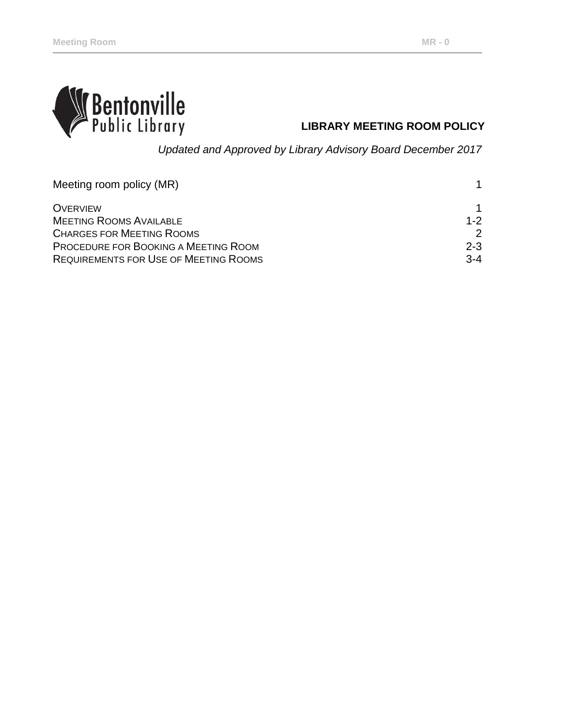Bentonville Public Library

# LIBRARY MEETING ROOM POLICY

*Updated and Approved by Library Advisory Board December 2017*

| Meeting room policy (MR) | 1 |
|---|---|
| OVERVIEW | 1 |
| MEETING ROOMS AVAILABLE | 1-2 |
| CHARGES FOR MEETING ROOMS | 2 |
| PROCEDURE FOR BOOKING A MEETING ROOM | 2-3 |
| REQUIREMENTS FOR USE OF MEETING ROOMS | 3-4 |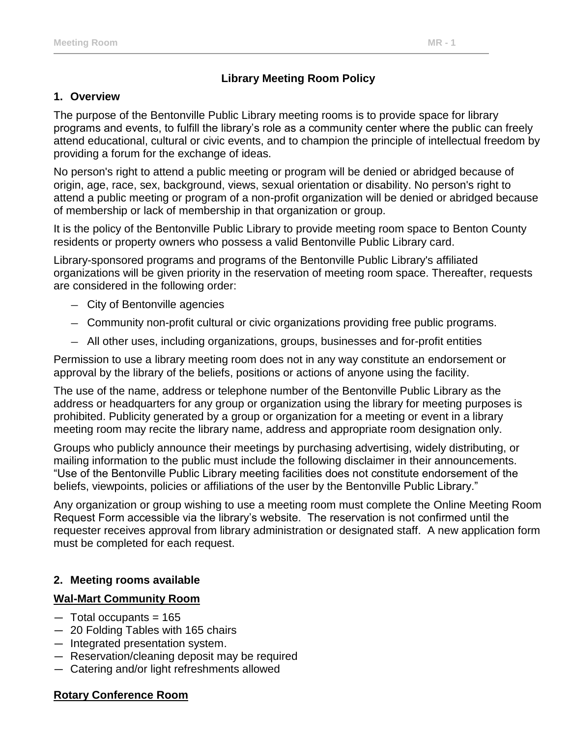# Library Meeting Room Policy

## 1. Overview

The purpose of the Bentonville Public Library meeting rooms is to provide space for library programs and events, to fulfill the library's role as a community center where the public can freely attend educational, cultural or civic events, and to champion the principle of intellectual freedom by providing a forum for the exchange of ideas.

No person's right to attend a public meeting or program will be denied or abridged because of origin, age, race, sex, background, views, sexual orientation or disability. No person's right to attend a public meeting or program of a non-profit organization will be denied or abridged because of membership or lack of membership in that organization or group.

It is the policy of the Bentonville Public Library to provide meeting room space to Benton County residents or property owners who possess a valid Bentonville Public Library card.

Library-sponsored programs and programs of the Bentonville Public Library's affiliated organizations will be given priority in the reservation of meeting room space. Thereafter, requests are considered in the following order:

- City of Bentonville agencies
- Community non-profit cultural or civic organizations providing free public programs.
- All other uses, including organizations, groups, businesses and for-profit entities

Permission to use a library meeting room does not in any way constitute an endorsement or approval by the library of the beliefs, positions or actions of anyone using the facility.

The use of the name, address or telephone number of the Bentonville Public Library as the address or headquarters for any group or organization using the library for meeting purposes is prohibited. Publicity generated by a group or organization for a meeting or event in a library meeting room may recite the library name, address and appropriate room designation only.

Groups who publicly announce their meetings by purchasing advertising, widely distributing, or mailing information to the public must include the following disclaimer in their announcements. "Use of the Bentonville Public Library meeting facilities does not constitute endorsement of the beliefs, viewpoints, policies or affiliations of the user by the Bentonville Public Library."

Any organization or group wishing to use a meeting room must complete the Online Meeting Room Request Form accessible via the library's website. The reservation is not confirmed until the requester receives approval from library administration or designated staff. A new application form must be completed for each request.

## 2. Meeting rooms available

**Wal-Mart Community Room**

- Total occupants = 165
- 20 Folding Tables with 165 chairs
- Integrated presentation system.
- Reservation/cleaning deposit may be required
- Catering and/or light refreshments allowed

**Rotary Conference Room**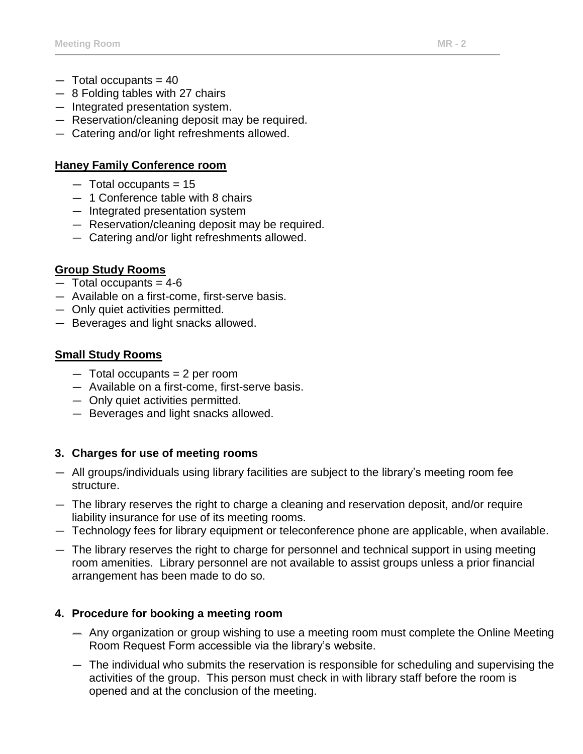- Total occupants = 40
- 8 Folding tables with 27 chairs
- Integrated presentation system.
- Reservation/cleaning deposit may be required.
- Catering and/or light refreshments allowed.

**Haney Family Conference room**

- Total occupants = 15
- 1 Conference table with 8 chairs
- Integrated presentation system
- Reservation/cleaning deposit may be required.
- Catering and/or light refreshments allowed.

**Group Study Rooms**

- Total occupants = 4-6
- Available on a first-come, first-serve basis.
- Only quiet activities permitted.
- Beverages and light snacks allowed.

**Small Study Rooms**

- Total occupants = 2 per room
- Available on a first-come, first-serve basis.
- Only quiet activities permitted.
- Beverages and light snacks allowed.

### 3. Charges for use of meeting rooms

- All groups/individuals using library facilities are subject to the library's meeting room fee structure.
- The library reserves the right to charge a cleaning and reservation deposit, and/or require liability insurance for use of its meeting rooms.
- Technology fees for library equipment or teleconference phone are applicable, when available.
- The library reserves the right to charge for personnel and technical support in using meeting room amenities. Library personnel are not available to assist groups unless a prior financial arrangement has been made to do so.

### 4. Procedure for booking a meeting room

- Any organization or group wishing to use a meeting room must complete the Online Meeting Room Request Form accessible via the library's website.
- The individual who submits the reservation is responsible for scheduling and supervising the activities of the group. This person must check in with library staff before the room is opened and at the conclusion of the meeting.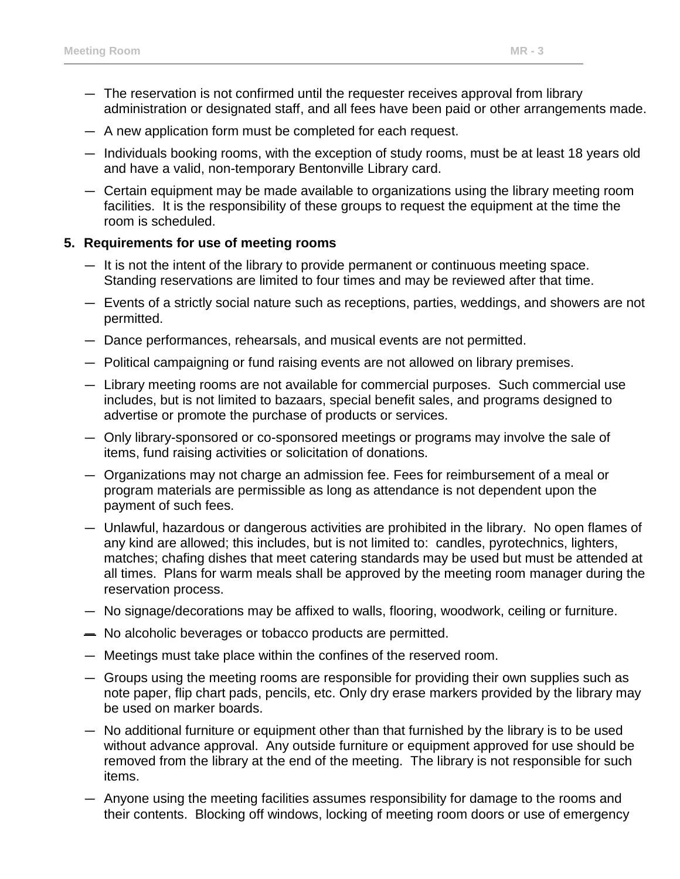- The reservation is not confirmed until the requester receives approval from library administration or designated staff, and all fees have been paid or other arrangements made.
- A new application form must be completed for each request.
- Individuals booking rooms, with the exception of study rooms, must be at least 18 years old and have a valid, non-temporary Bentonville Library card.
- Certain equipment may be made available to organizations using the library meeting room facilities. It is the responsibility of these groups to request the equipment at the time the room is scheduled.

5. **Requirements for use of meeting rooms**

- It is not the intent of the library to provide permanent or continuous meeting space. Standing reservations are limited to four times and may be reviewed after that time.
- Events of a strictly social nature such as receptions, parties, weddings, and showers are not permitted.
- Dance performances, rehearsals, and musical events are not permitted.
- Political campaigning or fund raising events are not allowed on library premises.
- Library meeting rooms are not available for commercial purposes. Such commercial use includes, but is not limited to bazaars, special benefit sales, and programs designed to advertise or promote the purchase of products or services.
- Only library-sponsored or co-sponsored meetings or programs may involve the sale of items, fund raising activities or solicitation of donations.
- Organizations may not charge an admission fee. Fees for reimbursement of a meal or program materials are permissible as long as attendance is not dependent upon the payment of such fees.
- Unlawful, hazardous or dangerous activities are prohibited in the library. No open flames of any kind are allowed; this includes, but is not limited to: candles, pyrotechnics, lighters, matches; chafing dishes that meet catering standards may be used but must be attended at all times. Plans for warm meals shall be approved by the meeting room manager during the reservation process.
- No signage/decorations may be affixed to walls, flooring, woodwork, ceiling or furniture.
- No alcoholic beverages or tobacco products are permitted.
- Meetings must take place within the confines of the reserved room.
- Groups using the meeting rooms are responsible for providing their own supplies such as note paper, flip chart pads, pencils, etc. Only dry erase markers provided by the library may be used on marker boards.
- No additional furniture or equipment other than that furnished by the library is to be used without advance approval. Any outside furniture or equipment approved for use should be removed from the library at the end of the meeting. The library is not responsible for such items.
- Anyone using the meeting facilities assumes responsibility for damage to the rooms and their contents. Blocking off windows, locking of meeting room doors or use of emergency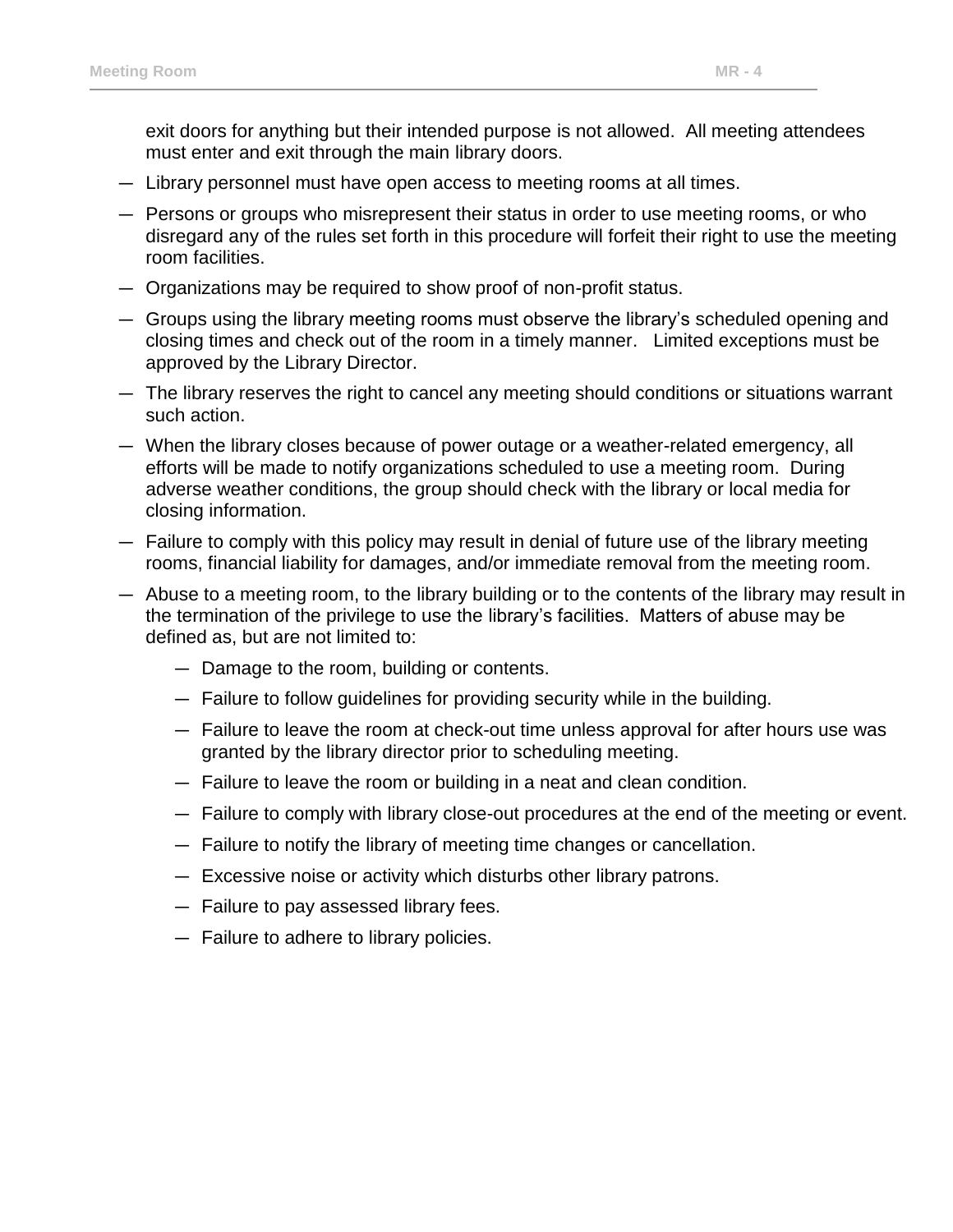exit doors for anything but their intended purpose is not allowed. All meeting attendees must enter and exit through the main library doors.

- Library personnel must have open access to meeting rooms at all times.
- Persons or groups who misrepresent their status in order to use meeting rooms, or who disregard any of the rules set forth in this procedure will forfeit their right to use the meeting room facilities.
- Organizations may be required to show proof of non-profit status.
- Groups using the library meeting rooms must observe the library's scheduled opening and closing times and check out of the room in a timely manner. Limited exceptions must be approved by the Library Director.
- The library reserves the right to cancel any meeting should conditions or situations warrant such action.
- When the library closes because of power outage or a weather-related emergency, all efforts will be made to notify organizations scheduled to use a meeting room. During adverse weather conditions, the group should check with the library or local media for closing information.
- Failure to comply with this policy may result in denial of future use of the library meeting rooms, financial liability for damages, and/or immediate removal from the meeting room.
- Abuse to a meeting room, to the library building or to the contents of the library may result in the termination of the privilege to use the library's facilities. Matters of abuse may be defined as, but are not limited to:
  - Damage to the room, building or contents.
  - Failure to follow guidelines for providing security while in the building.
  - Failure to leave the room at check-out time unless approval for after hours use was granted by the library director prior to scheduling meeting.
  - Failure to leave the room or building in a neat and clean condition.
  - Failure to comply with library close-out procedures at the end of the meeting or event.
  - Failure to notify the library of meeting time changes or cancellation.
  - Excessive noise or activity which disturbs other library patrons.
  - Failure to pay assessed library fees.
  - Failure to adhere to library policies.